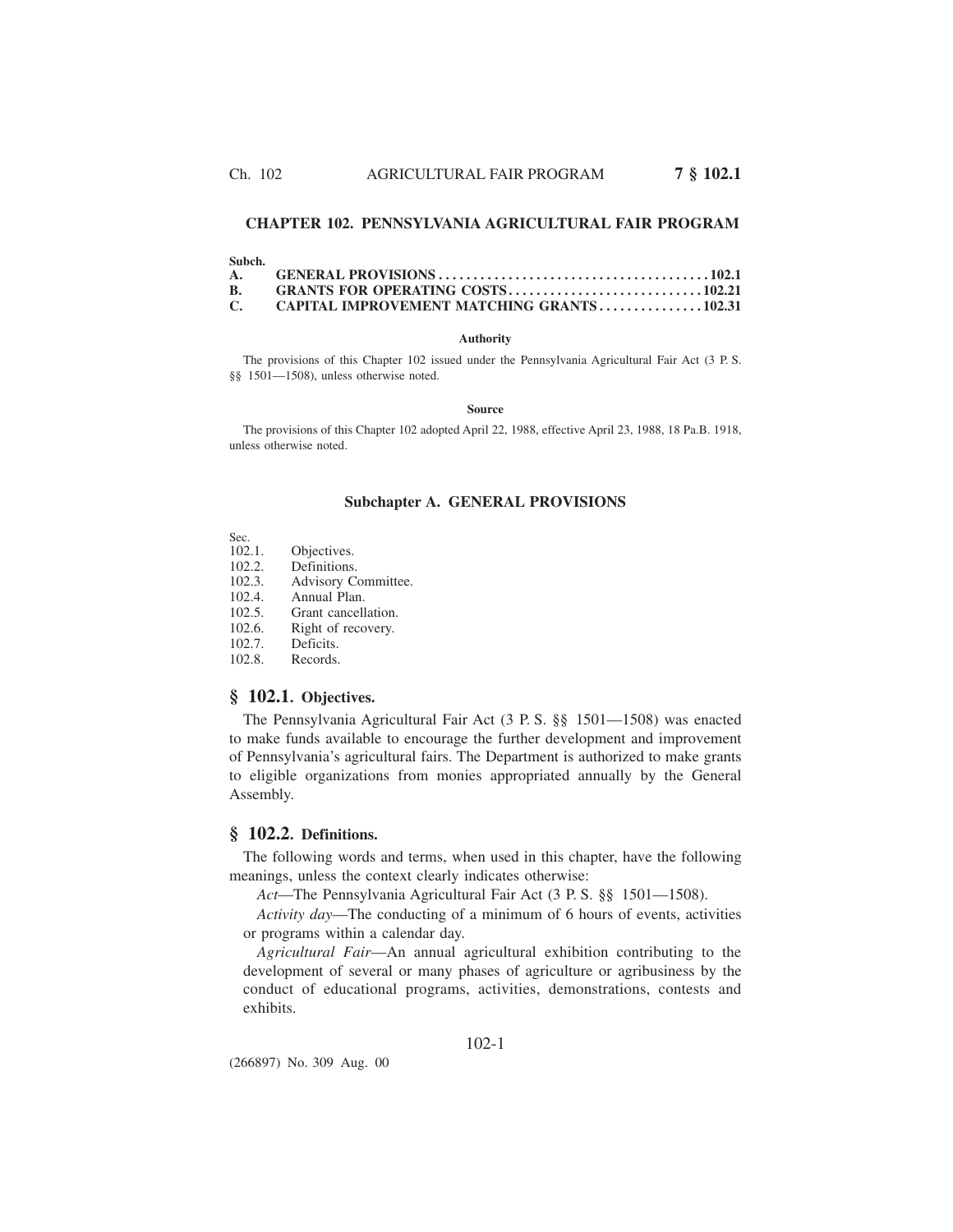# CHAPTER 102. PENNSYLVANIA AGRICULTURAL FAIR PROGRAM

| Subch. | | |
| --- | --- | --- |
| A. | GENERAL PROVISIONS | 102.1 |
| B. | GRANTS FOR OPERATING COSTS | 102.21 |
| C. | CAPITAL IMPROVEMENT MATCHING GRANTS | 102.31 |

**Authority**

The provisions of this Chapter 102 issued under the Pennsylvania Agricultural Fair Act (3 P. S. §§ 1501—1508), unless otherwise noted.

**Source**

The provisions of this Chapter 102 adopted April 22, 1988, effective April 23, 1988, 18 Pa.B. 1918, unless otherwise noted.

## Subchapter A. GENERAL PROVISIONS

| Sec. | |
| --- | --- |
| 102.1. | Objectives. |
| 102.2. | Definitions. |
| 102.3. | Advisory Committee. |
| 102.4. | Annual Plan. |
| 102.5. | Grant cancellation. |
| 102.6. | Right of recovery. |
| 102.7. | Deficits. |
| 102.8. | Records. |

### § 102.1. Objectives.

The Pennsylvania Agricultural Fair Act (3 P. S. §§ 1501—1508) was enacted to make funds available to encourage the further development and improvement of Pennsylvania's agricultural fairs. The Department is authorized to make grants to eligible organizations from monies appropriated annually by the General Assembly.

### § 102.2. Definitions.

The following words and terms, when used in this chapter, have the following meanings, unless the context clearly indicates otherwise:

*Act*—The Pennsylvania Agricultural Fair Act (3 P. S. §§ 1501—1508).

*Activity day*—The conducting of a minimum of 6 hours of events, activities or programs within a calendar day.

*Agricultural Fair*—An annual agricultural exhibition contributing to the development of several or many phases of agriculture or agribusiness by the conduct of educational programs, activities, demonstrations, contests and exhibits.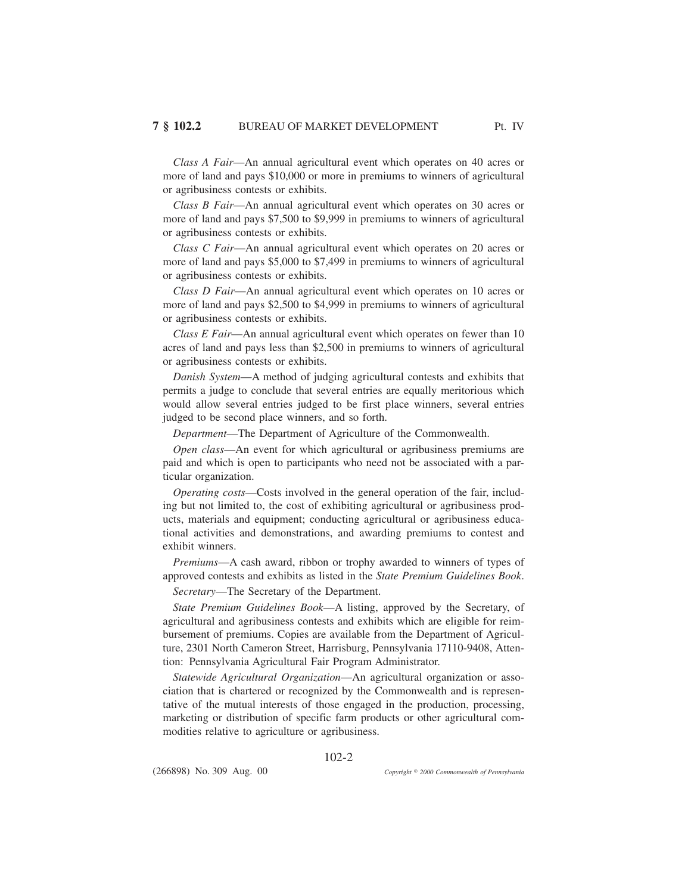*Class A Fair*—An annual agricultural event which operates on 40 acres or more of land and pays $10,000 or more in premiums to winners of agricultural or agribusiness contests or exhibits.

*Class B Fair*—An annual agricultural event which operates on 30 acres or more of land and pays $7,500 to $9,999 in premiums to winners of agricultural or agribusiness contests or exhibits.

*Class C Fair*—An annual agricultural event which operates on 20 acres or more of land and pays $5,000 to $7,499 in premiums to winners of agricultural or agribusiness contests or exhibits.

*Class D Fair*—An annual agricultural event which operates on 10 acres or more of land and pays $2,500 to $4,999 in premiums to winners of agricultural or agribusiness contests or exhibits.

*Class E Fair*—An annual agricultural event which operates on fewer than 10 acres of land and pays less than $2,500 in premiums to winners of agricultural or agribusiness contests or exhibits.

*Danish System*—A method of judging agricultural contests and exhibits that permits a judge to conclude that several entries are equally meritorious which would allow several entries judged to be first place winners, several entries judged to be second place winners, and so forth.

*Department*—The Department of Agriculture of the Commonwealth.

*Open class*—An event for which agricultural or agribusiness premiums are paid and which is open to participants who need not be associated with a particular organization.

*Operating costs*—Costs involved in the general operation of the fair, including but not limited to, the cost of exhibiting agricultural or agribusiness products, materials and equipment; conducting agricultural or agribusiness educational activities and demonstrations, and awarding premiums to contest and exhibit winners.

*Premiums*—A cash award, ribbon or trophy awarded to winners of types of approved contests and exhibits as listed in the *State Premium Guidelines Book*.

*Secretary*—The Secretary of the Department.

*State Premium Guidelines Book*—A listing, approved by the Secretary, of agricultural and agribusiness contests and exhibits which are eligible for reimbursement of premiums. Copies are available from the Department of Agriculture, 2301 North Cameron Street, Harrisburg, Pennsylvania 17110-9408, Attention: Pennsylvania Agricultural Fair Program Administrator.

*Statewide Agricultural Organization*—An agricultural organization or association that is chartered or recognized by the Commonwealth and is representative of the mutual interests of those engaged in the production, processing, marketing or distribution of specific farm products or other agricultural commodities relative to agriculture or agribusiness.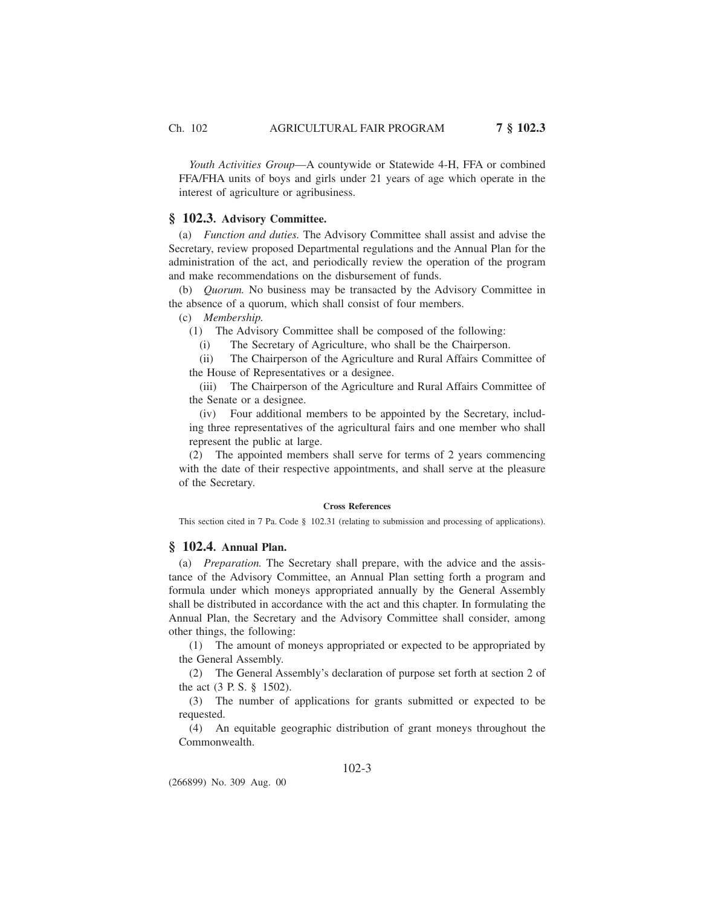*Youth Activities Group*—A countywide or Statewide 4-H, FFA or combined FFA/FHA units of boys and girls under 21 years of age which operate in the interest of agriculture or agribusiness.

## § 102.3. Advisory Committee.

(a) *Function and duties.* The Advisory Committee shall assist and advise the Secretary, review proposed Departmental regulations and the Annual Plan for the administration of the act, and periodically review the operation of the program and make recommendations on the disbursement of funds.

(b) *Quorum.* No business may be transacted by the Advisory Committee in the absence of a quorum, which shall consist of four members.

(c) *Membership.*

(1) The Advisory Committee shall be composed of the following:

(i) The Secretary of Agriculture, who shall be the Chairperson.

(ii) The Chairperson of the Agriculture and Rural Affairs Committee of the House of Representatives or a designee.

(iii) The Chairperson of the Agriculture and Rural Affairs Committee of the Senate or a designee.

(iv) Four additional members to be appointed by the Secretary, including three representatives of the agricultural fairs and one member who shall represent the public at large.

(2) The appointed members shall serve for terms of 2 years commencing with the date of their respective appointments, and shall serve at the pleasure of the Secretary.

**Cross References**

This section cited in 7 Pa. Code § 102.31 (relating to submission and processing of applications).

## § 102.4. Annual Plan.

(a) *Preparation.* The Secretary shall prepare, with the advice and the assistance of the Advisory Committee, an Annual Plan setting forth a program and formula under which moneys appropriated annually by the General Assembly shall be distributed in accordance with the act and this chapter. In formulating the Annual Plan, the Secretary and the Advisory Committee shall consider, among other things, the following:

(1) The amount of moneys appropriated or expected to be appropriated by the General Assembly.

(2) The General Assembly's declaration of purpose set forth at section 2 of the act (3 P. S. § 1502).

(3) The number of applications for grants submitted or expected to be requested.

(4) An equitable geographic distribution of grant moneys throughout the Commonwealth.

(266899) No. 309 Aug. 00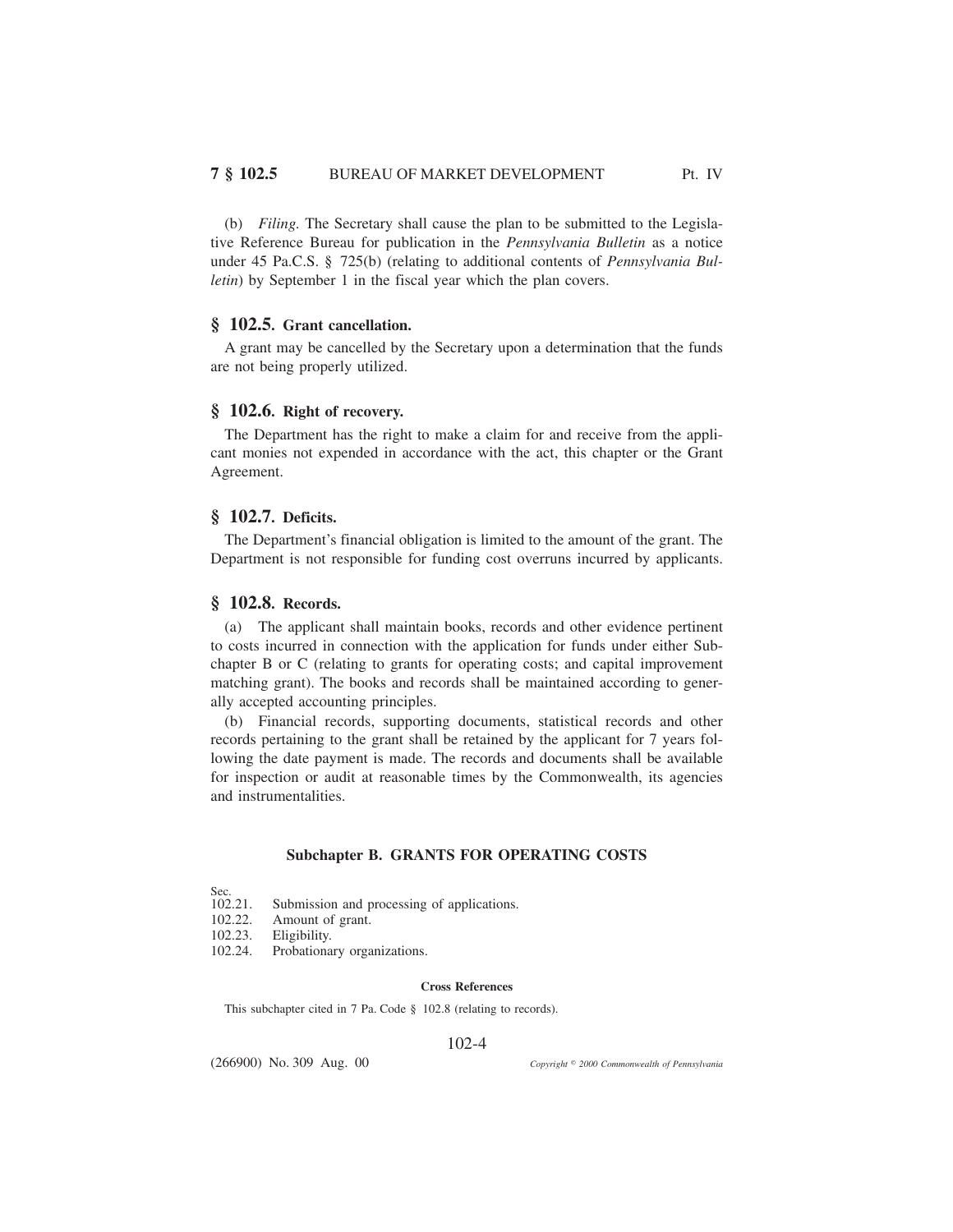(b) *Filing.* The Secretary shall cause the plan to be submitted to the Legislative Reference Bureau for publication in the *Pennsylvania Bulletin* as a notice under 45 Pa.C.S. § 725(b) (relating to additional contents of *Pennsylvania Bulletin*) by September 1 in the fiscal year which the plan covers.

## § 102.5. Grant cancellation.

A grant may be cancelled by the Secretary upon a determination that the funds are not being properly utilized.

## § 102.6. Right of recovery.

The Department has the right to make a claim for and receive from the applicant monies not expended in accordance with the act, this chapter or the Grant Agreement.

## § 102.7. Deficits.

The Department's financial obligation is limited to the amount of the grant. The Department is not responsible for funding cost overruns incurred by applicants.

## § 102.8. Records.

(a) The applicant shall maintain books, records and other evidence pertinent to costs incurred in connection with the application for funds under either Subchapter B or C (relating to grants for operating costs; and capital improvement matching grant). The books and records shall be maintained according to generally accepted accounting principles.

(b) Financial records, supporting documents, statistical records and other records pertaining to the grant shall be retained by the applicant for 7 years following the date payment is made. The records and documents shall be available for inspection or audit at reasonable times by the Commonwealth, its agencies and instrumentalities.

### Subchapter B. GRANTS FOR OPERATING COSTS

Sec.
102.21. Submission and processing of applications.
102.22. Amount of grant.
102.23. Eligibility.
102.24. Probationary organizations.

**Cross References**

This subchapter cited in 7 Pa. Code § 102.8 (relating to records).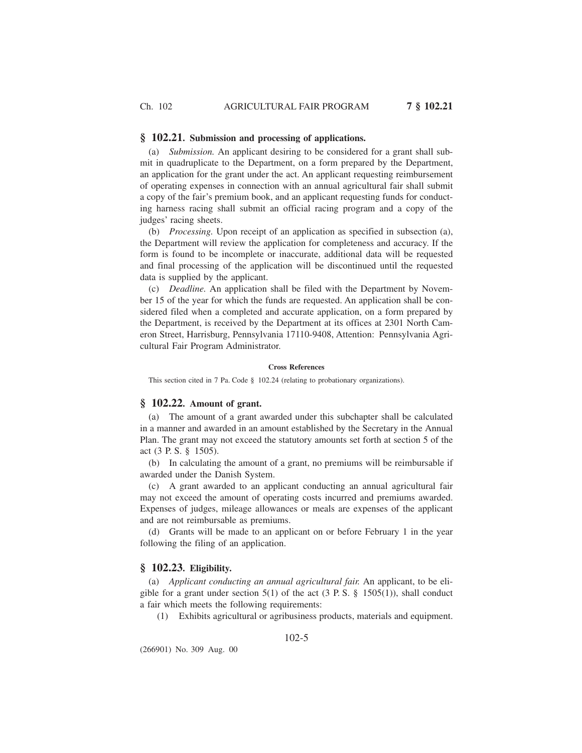## § 102.21. Submission and processing of applications.

(a) *Submission.* An applicant desiring to be considered for a grant shall submit in quadruplicate to the Department, on a form prepared by the Department, an application for the grant under the act. An applicant requesting reimbursement of operating expenses in connection with an annual agricultural fair shall submit a copy of the fair's premium book, and an applicant requesting funds for conducting harness racing shall submit an official racing program and a copy of the judges' racing sheets.

(b) *Processing.* Upon receipt of an application as specified in subsection (a), the Department will review the application for completeness and accuracy. If the form is found to be incomplete or inaccurate, additional data will be requested and final processing of the application will be discontinued until the requested data is supplied by the applicant.

(c) *Deadline.* An application shall be filed with the Department by November 15 of the year for which the funds are requested. An application shall be considered filed when a completed and accurate application, on a form prepared by the Department, is received by the Department at its offices at 2301 North Cameron Street, Harrisburg, Pennsylvania 17110-9408, Attention: Pennsylvania Agricultural Fair Program Administrator.

**Cross References**

This section cited in 7 Pa. Code § 102.24 (relating to probationary organizations).

## § 102.22. Amount of grant.

(a) The amount of a grant awarded under this subchapter shall be calculated in a manner and awarded in an amount established by the Secretary in the Annual Plan. The grant may not exceed the statutory amounts set forth at section 5 of the act (3 P. S. § 1505).

(b) In calculating the amount of a grant, no premiums will be reimbursable if awarded under the Danish System.

(c) A grant awarded to an applicant conducting an annual agricultural fair may not exceed the amount of operating costs incurred and premiums awarded. Expenses of judges, mileage allowances or meals are expenses of the applicant and are not reimbursable as premiums.

(d) Grants will be made to an applicant on or before February 1 in the year following the filing of an application.

## § 102.23. Eligibility.

(a) *Applicant conducting an annual agricultural fair.* An applicant, to be eligible for a grant under section 5(1) of the act (3 P. S. § 1505(1)), shall conduct a fair which meets the following requirements:

(1) Exhibits agricultural or agribusiness products, materials and equipment.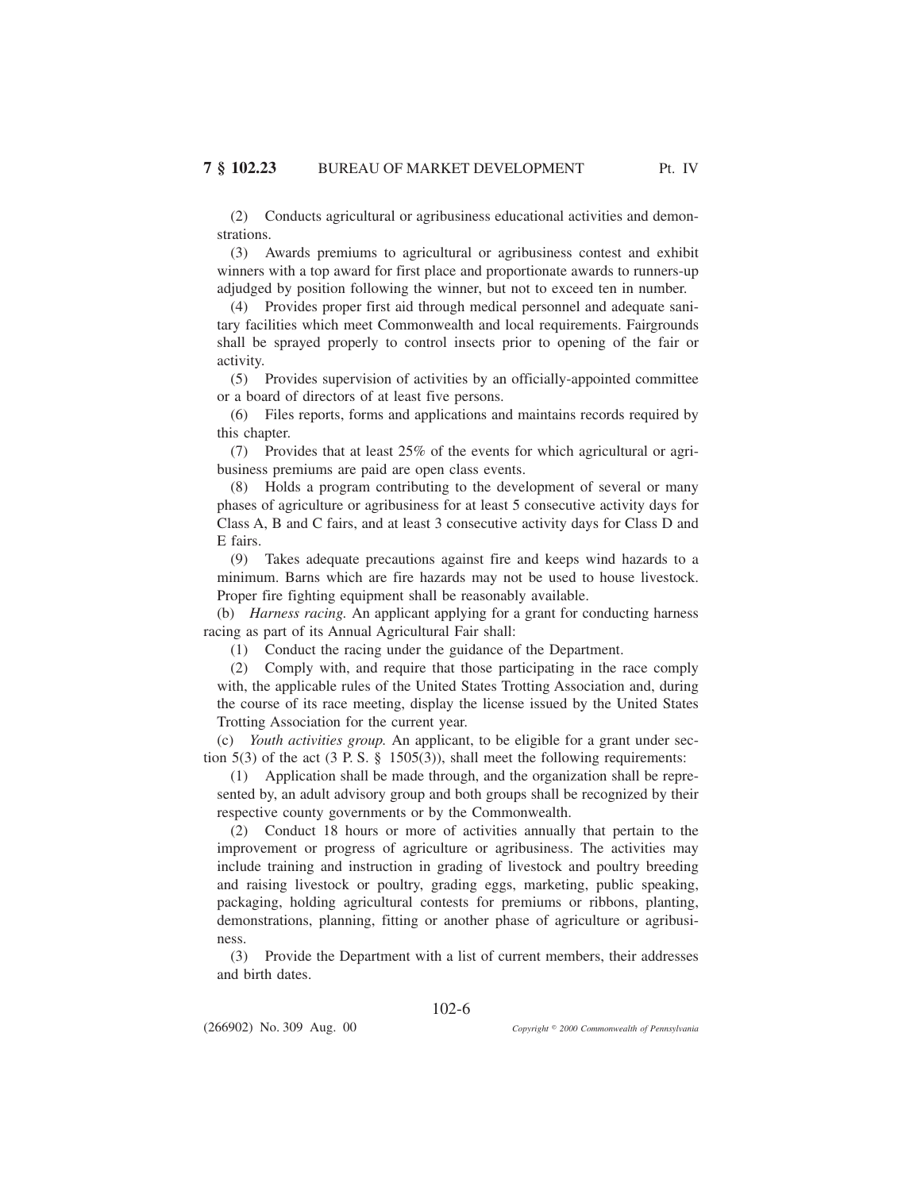(2) Conducts agricultural or agribusiness educational activities and demonstrations.

(3) Awards premiums to agricultural or agribusiness contest and exhibit winners with a top award for first place and proportionate awards to runners-up adjudged by position following the winner, but not to exceed ten in number.

(4) Provides proper first aid through medical personnel and adequate sanitary facilities which meet Commonwealth and local requirements. Fairgrounds shall be sprayed properly to control insects prior to opening of the fair or activity.

(5) Provides supervision of activities by an officially-appointed committee or a board of directors of at least five persons.

(6) Files reports, forms and applications and maintains records required by this chapter.

(7) Provides that at least 25% of the events for which agricultural or agribusiness premiums are paid are open class events.

(8) Holds a program contributing to the development of several or many phases of agriculture or agribusiness for at least 5 consecutive activity days for Class A, B and C fairs, and at least 3 consecutive activity days for Class D and E fairs.

(9) Takes adequate precautions against fire and keeps wind hazards to a minimum. Barns which are fire hazards may not be used to house livestock. Proper fire fighting equipment shall be reasonably available.

(b) *Harness racing.* An applicant applying for a grant for conducting harness racing as part of its Annual Agricultural Fair shall:

(1) Conduct the racing under the guidance of the Department.

(2) Comply with, and require that those participating in the race comply with, the applicable rules of the United States Trotting Association and, during the course of its race meeting, display the license issued by the United States Trotting Association for the current year.

(c) *Youth activities group.* An applicant, to be eligible for a grant under section 5(3) of the act (3 P. S. § 1505(3)), shall meet the following requirements:

(1) Application shall be made through, and the organization shall be represented by, an adult advisory group and both groups shall be recognized by their respective county governments or by the Commonwealth.

(2) Conduct 18 hours or more of activities annually that pertain to the improvement or progress of agriculture or agribusiness. The activities may include training and instruction in grading of livestock and poultry breeding and raising livestock or poultry, grading eggs, marketing, public speaking, packaging, holding agricultural contests for premiums or ribbons, planting, demonstrations, planning, fitting or another phase of agriculture or agribusiness.

(3) Provide the Department with a list of current members, their addresses and birth dates.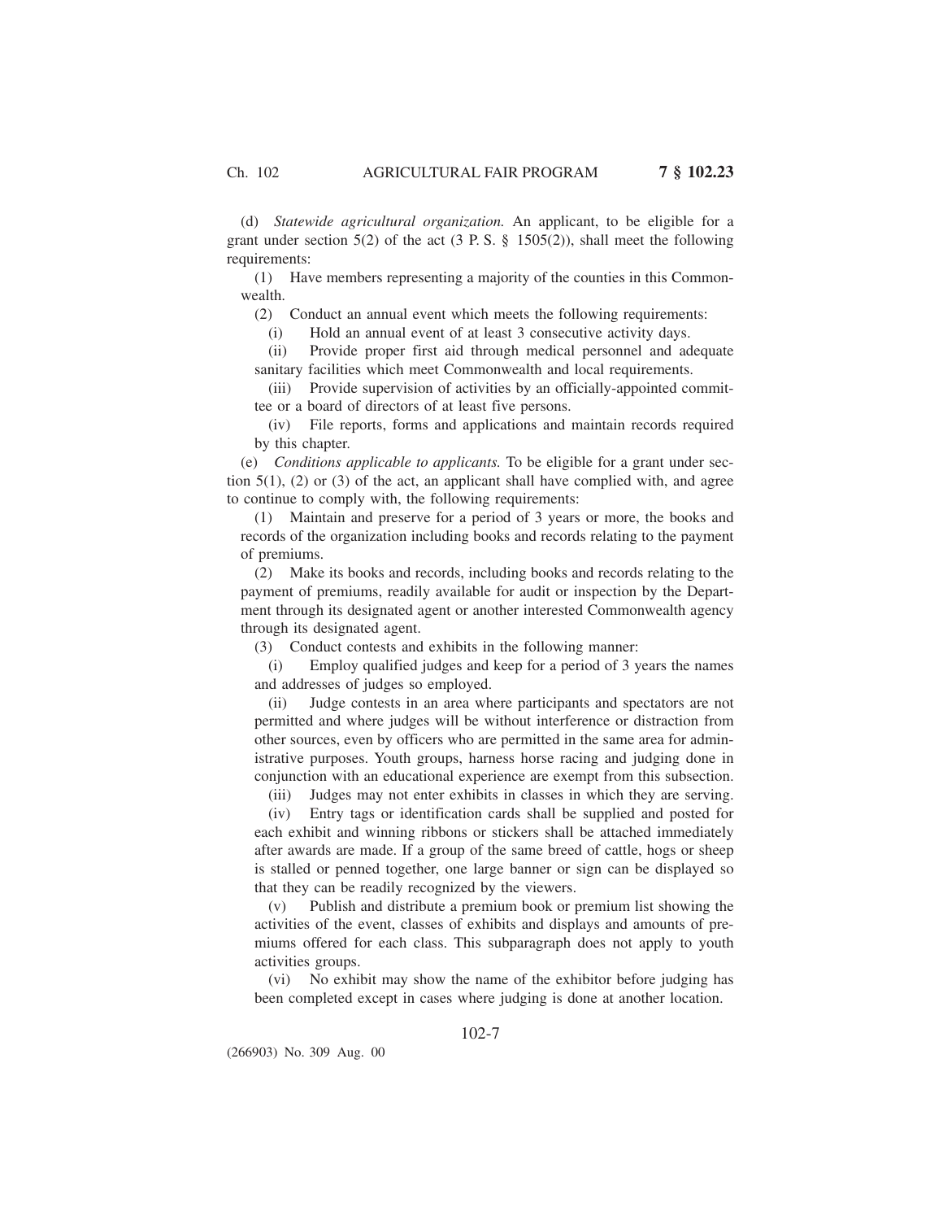(d) *Statewide agricultural organization.* An applicant, to be eligible for a grant under section 5(2) of the act (3 P. S. § 1505(2)), shall meet the following requirements:

(1) Have members representing a majority of the counties in this Commonwealth.

(2) Conduct an annual event which meets the following requirements:

(i) Hold an annual event of at least 3 consecutive activity days.

(ii) Provide proper first aid through medical personnel and adequate sanitary facilities which meet Commonwealth and local requirements.

(iii) Provide supervision of activities by an officially-appointed committee or a board of directors of at least five persons.

(iv) File reports, forms and applications and maintain records required by this chapter.

(e) *Conditions applicable to applicants.* To be eligible for a grant under section 5(1), (2) or (3) of the act, an applicant shall have complied with, and agree to continue to comply with, the following requirements:

(1) Maintain and preserve for a period of 3 years or more, the books and records of the organization including books and records relating to the payment of premiums.

(2) Make its books and records, including books and records relating to the payment of premiums, readily available for audit or inspection by the Department through its designated agent or another interested Commonwealth agency through its designated agent.

(3) Conduct contests and exhibits in the following manner:

(i) Employ qualified judges and keep for a period of 3 years the names and addresses of judges so employed.

(ii) Judge contests in an area where participants and spectators are not permitted and where judges will be without interference or distraction from other sources, even by officers who are permitted in the same area for administrative purposes. Youth groups, harness horse racing and judging done in conjunction with an educational experience are exempt from this subsection.

(iii) Judges may not enter exhibits in classes in which they are serving.

(iv) Entry tags or identification cards shall be supplied and posted for each exhibit and winning ribbons or stickers shall be attached immediately after awards are made. If a group of the same breed of cattle, hogs or sheep is stalled or penned together, one large banner or sign can be displayed so that they can be readily recognized by the viewers.

(v) Publish and distribute a premium book or premium list showing the activities of the event, classes of exhibits and displays and amounts of premiums offered for each class. This subparagraph does not apply to youth activities groups.

(vi) No exhibit may show the name of the exhibitor before judging has been completed except in cases where judging is done at another location.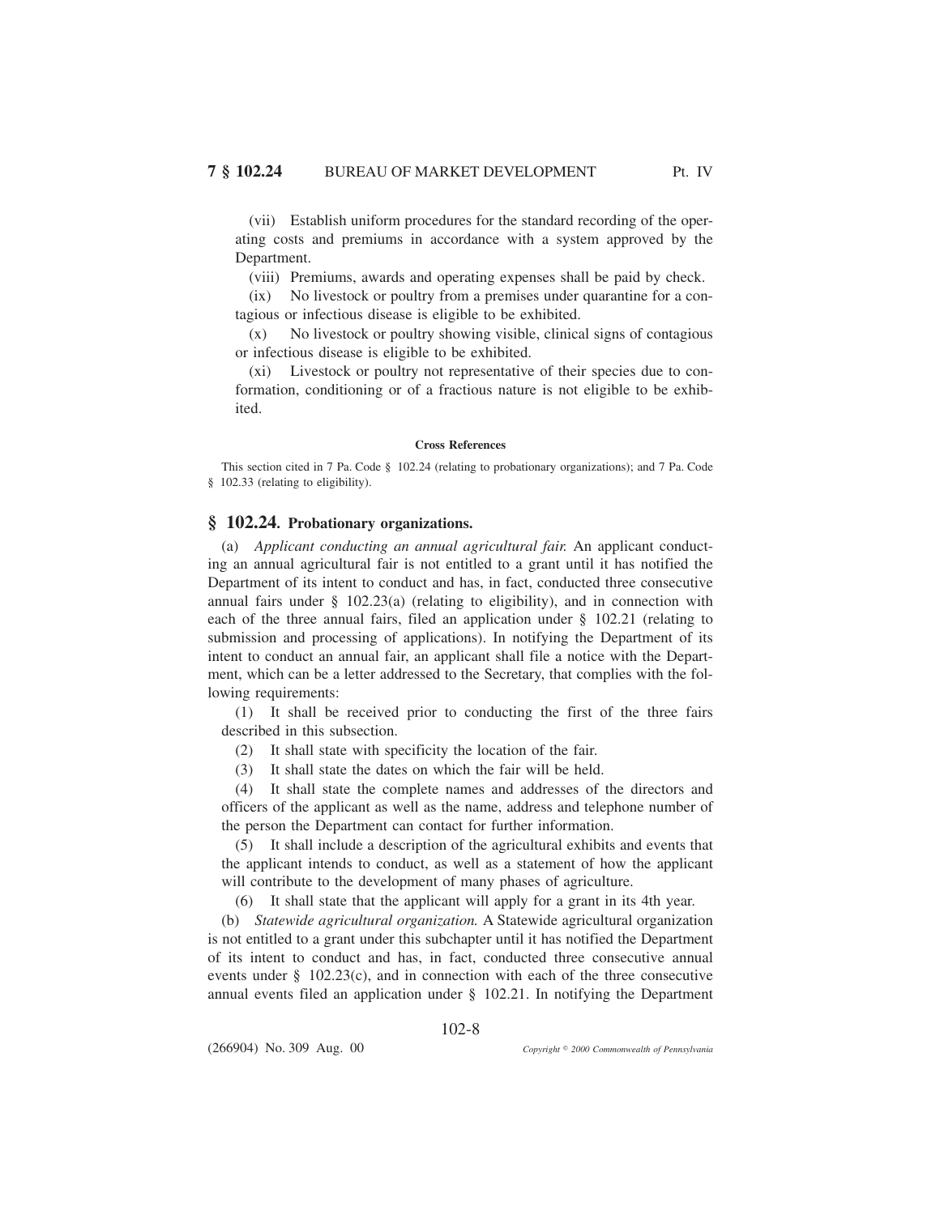(vii) Establish uniform procedures for the standard recording of the operating costs and premiums in accordance with a system approved by the Department.

(viii) Premiums, awards and operating expenses shall be paid by check.

(ix) No livestock or poultry from a premises under quarantine for a contagious or infectious disease is eligible to be exhibited.

(x) No livestock or poultry showing visible, clinical signs of contagious or infectious disease is eligible to be exhibited.

(xi) Livestock or poultry not representative of their species due to conformation, conditioning or of a fractious nature is not eligible to be exhibited.

**Cross References**

This section cited in 7 Pa. Code § 102.24 (relating to probationary organizations); and 7 Pa. Code § 102.33 (relating to eligibility).

## § 102.24. Probationary organizations.

(a) *Applicant conducting an annual agricultural fair.* An applicant conducting an annual agricultural fair is not entitled to a grant until it has notified the Department of its intent to conduct and has, in fact, conducted three consecutive annual fairs under § 102.23(a) (relating to eligibility), and in connection with each of the three annual fairs, filed an application under § 102.21 (relating to submission and processing of applications). In notifying the Department of its intent to conduct an annual fair, an applicant shall file a notice with the Department, which can be a letter addressed to the Secretary, that complies with the following requirements:

(1) It shall be received prior to conducting the first of the three fairs described in this subsection.

(2) It shall state with specificity the location of the fair.

(3) It shall state the dates on which the fair will be held.

(4) It shall state the complete names and addresses of the directors and officers of the applicant as well as the name, address and telephone number of the person the Department can contact for further information.

(5) It shall include a description of the agricultural exhibits and events that the applicant intends to conduct, as well as a statement of how the applicant will contribute to the development of many phases of agriculture.

(6) It shall state that the applicant will apply for a grant in its 4th year.

(b) *Statewide agricultural organization.* A Statewide agricultural organization is not entitled to a grant under this subchapter until it has notified the Department of its intent to conduct and has, in fact, conducted three consecutive annual events under § 102.23(c), and in connection with each of the three consecutive annual events filed an application under § 102.21. In notifying the Department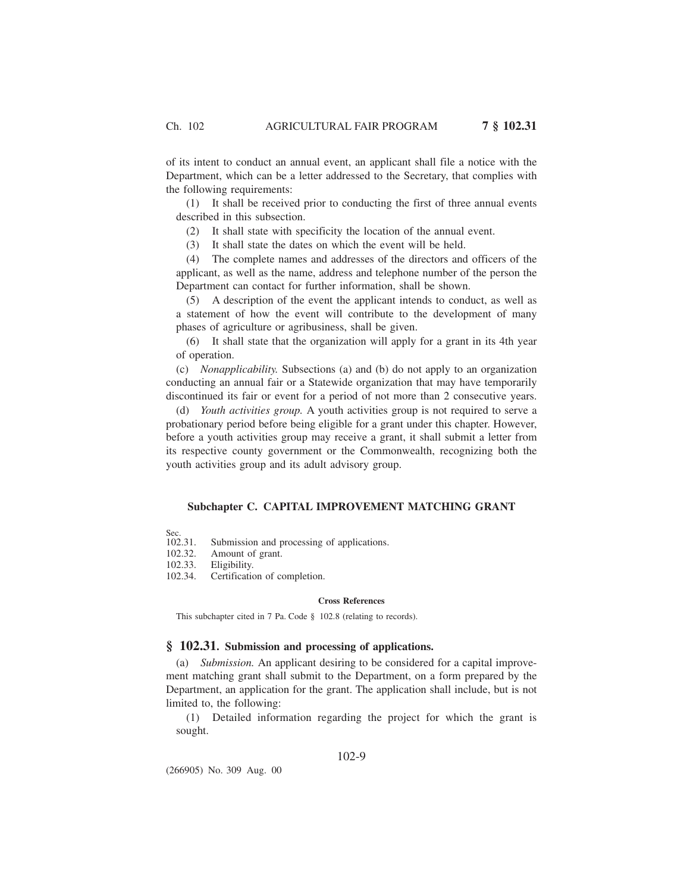of its intent to conduct an annual event, an applicant shall file a notice with the Department, which can be a letter addressed to the Secretary, that complies with the following requirements:

(1) It shall be received prior to conducting the first of three annual events described in this subsection.

(2) It shall state with specificity the location of the annual event.

(3) It shall state the dates on which the event will be held.

(4) The complete names and addresses of the directors and officers of the applicant, as well as the name, address and telephone number of the person the Department can contact for further information, shall be shown.

(5) A description of the event the applicant intends to conduct, as well as a statement of how the event will contribute to the development of many phases of agriculture or agribusiness, shall be given.

(6) It shall state that the organization will apply for a grant in its 4th year of operation.

(c) *Nonapplicability.* Subsections (a) and (b) do not apply to an organization conducting an annual fair or a Statewide organization that may have temporarily discontinued its fair or event for a period of not more than 2 consecutive years.

(d) *Youth activities group.* A youth activities group is not required to serve a probationary period before being eligible for a grant under this chapter. However, before a youth activities group may receive a grant, it shall submit a letter from its respective county government or the Commonwealth, recognizing both the youth activities group and its adult advisory group.

## Subchapter C. CAPITAL IMPROVEMENT MATCHING GRANT

Sec.
102.31. Submission and processing of applications.
102.32. Amount of grant.
102.33. Eligibility.
102.34. Certification of completion.

**Cross References**

This subchapter cited in 7 Pa. Code § 102.8 (relating to records).

### § 102.31. Submission and processing of applications.

(a) *Submission.* An applicant desiring to be considered for a capital improvement matching grant shall submit to the Department, on a form prepared by the Department, an application for the grant. The application shall include, but is not limited to, the following:

(1) Detailed information regarding the project for which the grant is sought.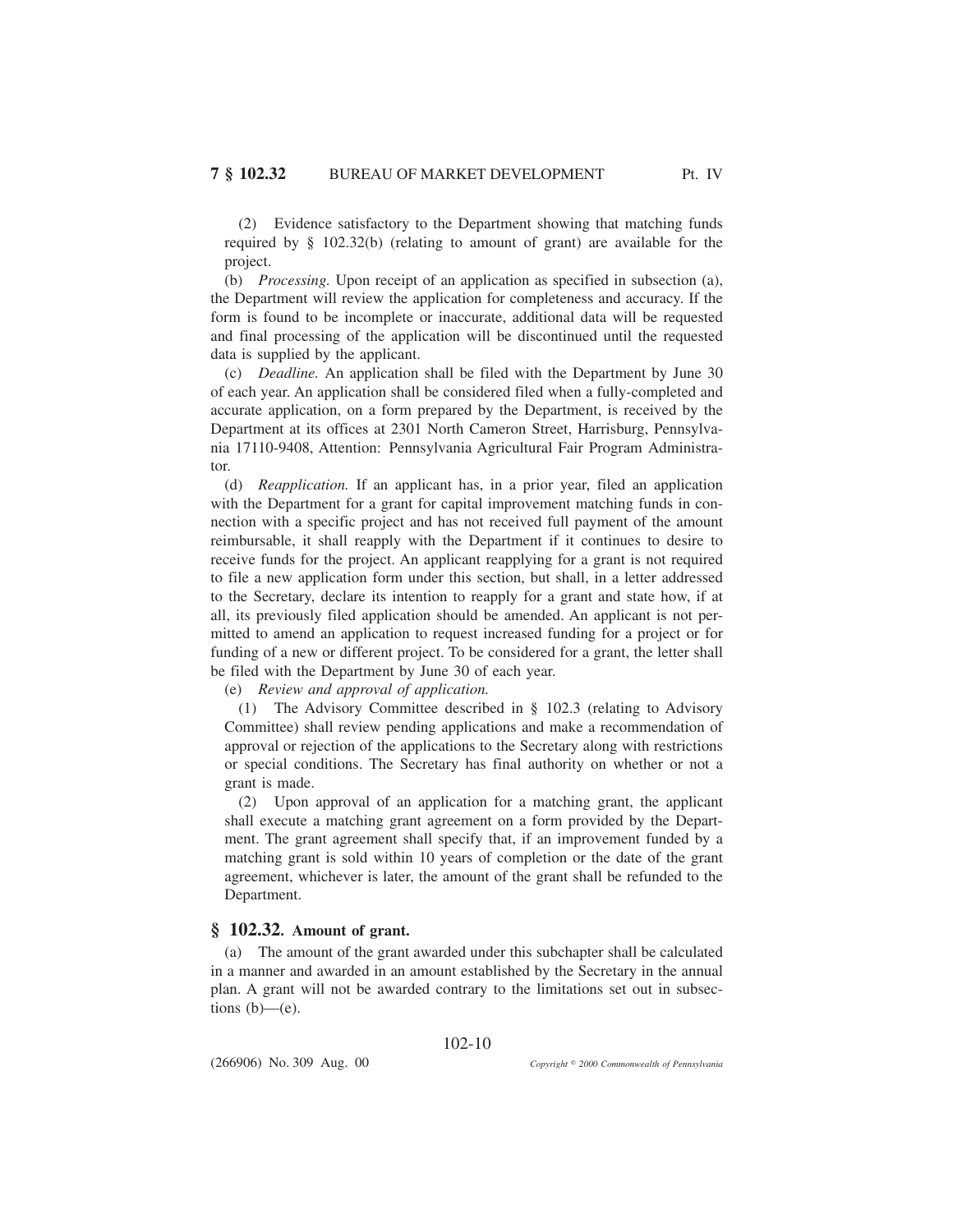(2) Evidence satisfactory to the Department showing that matching funds required by § 102.32(b) (relating to amount of grant) are available for the project.

(b) *Processing.* Upon receipt of an application as specified in subsection (a), the Department will review the application for completeness and accuracy. If the form is found to be incomplete or inaccurate, additional data will be requested and final processing of the application will be discontinued until the requested data is supplied by the applicant.

(c) *Deadline.* An application shall be filed with the Department by June 30 of each year. An application shall be considered filed when a fully-completed and accurate application, on a form prepared by the Department, is received by the Department at its offices at 2301 North Cameron Street, Harrisburg, Pennsylvania 17110-9408, Attention: Pennsylvania Agricultural Fair Program Administrator.

(d) *Reapplication.* If an applicant has, in a prior year, filed an application with the Department for a grant for capital improvement matching funds in connection with a specific project and has not received full payment of the amount reimbursable, it shall reapply with the Department if it continues to desire to receive funds for the project. An applicant reapplying for a grant is not required to file a new application form under this section, but shall, in a letter addressed to the Secretary, declare its intention to reapply for a grant and state how, if at all, its previously filed application should be amended. An applicant is not permitted to amend an application to request increased funding for a project or for funding of a new or different project. To be considered for a grant, the letter shall be filed with the Department by June 30 of each year.

(e) *Review and approval of application.*

(1) The Advisory Committee described in § 102.3 (relating to Advisory Committee) shall review pending applications and make a recommendation of approval or rejection of the applications to the Secretary along with restrictions or special conditions. The Secretary has final authority on whether or not a grant is made.

(2) Upon approval of an application for a matching grant, the applicant shall execute a matching grant agreement on a form provided by the Department. The grant agreement shall specify that, if an improvement funded by a matching grant is sold within 10 years of completion or the date of the grant agreement, whichever is later, the amount of the grant shall be refunded to the Department.

## § 102.32. Amount of grant.

(a) The amount of the grant awarded under this subchapter shall be calculated in a manner and awarded in an amount established by the Secretary in the annual plan. A grant will not be awarded contrary to the limitations set out in subsections (b)—(e).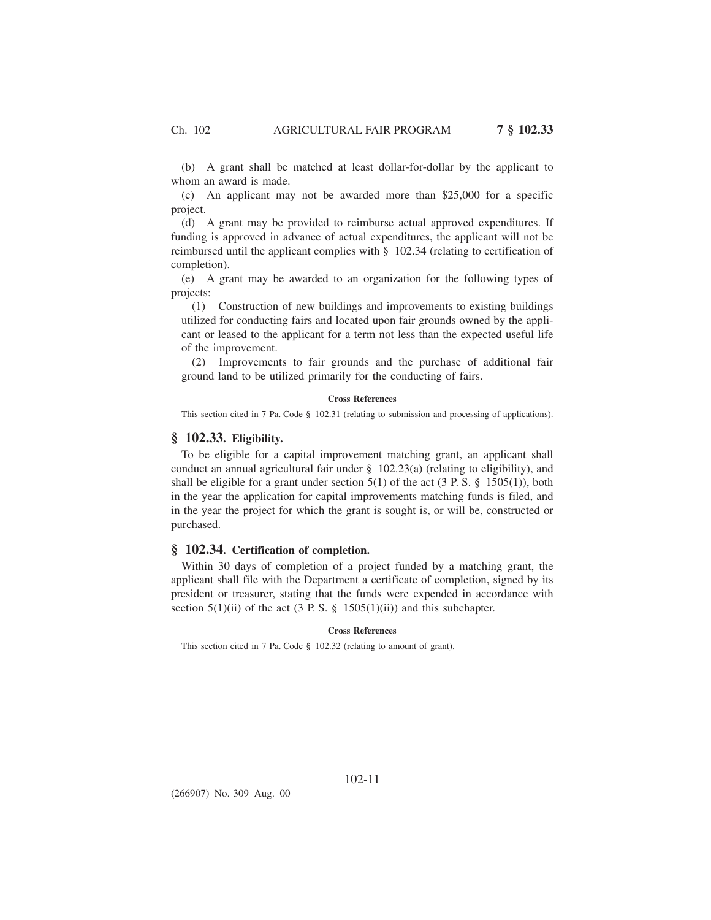(b) A grant shall be matched at least dollar-for-dollar by the applicant to whom an award is made.

(c) An applicant may not be awarded more than $25,000 for a specific project.

(d) A grant may be provided to reimburse actual approved expenditures. If funding is approved in advance of actual expenditures, the applicant will not be reimbursed until the applicant complies with § 102.34 (relating to certification of completion).

(e) A grant may be awarded to an organization for the following types of projects:

(1) Construction of new buildings and improvements to existing buildings utilized for conducting fairs and located upon fair grounds owned by the applicant or leased to the applicant for a term not less than the expected useful life of the improvement.

(2) Improvements to fair grounds and the purchase of additional fair ground land to be utilized primarily for the conducting of fairs.

**Cross References**

This section cited in 7 Pa. Code § 102.31 (relating to submission and processing of applications).

## § 102.33. Eligibility.

To be eligible for a capital improvement matching grant, an applicant shall conduct an annual agricultural fair under § 102.23(a) (relating to eligibility), and shall be eligible for a grant under section 5(1) of the act (3 P. S. § 1505(1)), both in the year the application for capital improvements matching funds is filed, and in the year the project for which the grant is sought is, or will be, constructed or purchased.

## § 102.34. Certification of completion.

Within 30 days of completion of a project funded by a matching grant, the applicant shall file with the Department a certificate of completion, signed by its president or treasurer, stating that the funds were expended in accordance with section 5(1)(ii) of the act (3 P. S. § 1505(1)(ii)) and this subchapter.

**Cross References**

This section cited in 7 Pa. Code § 102.32 (relating to amount of grant).

(266907) No. 309 Aug. 00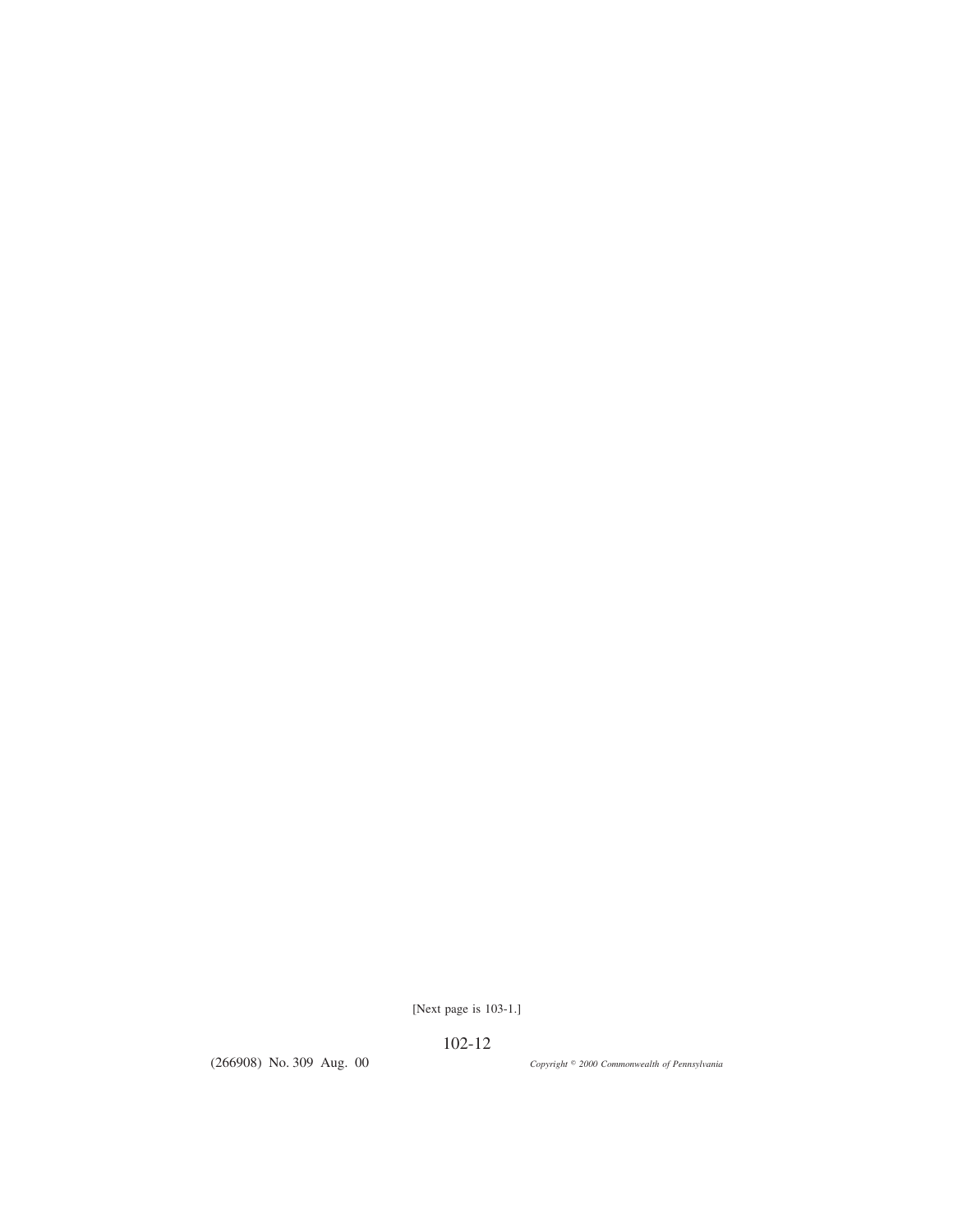[Next page is 103-1.]